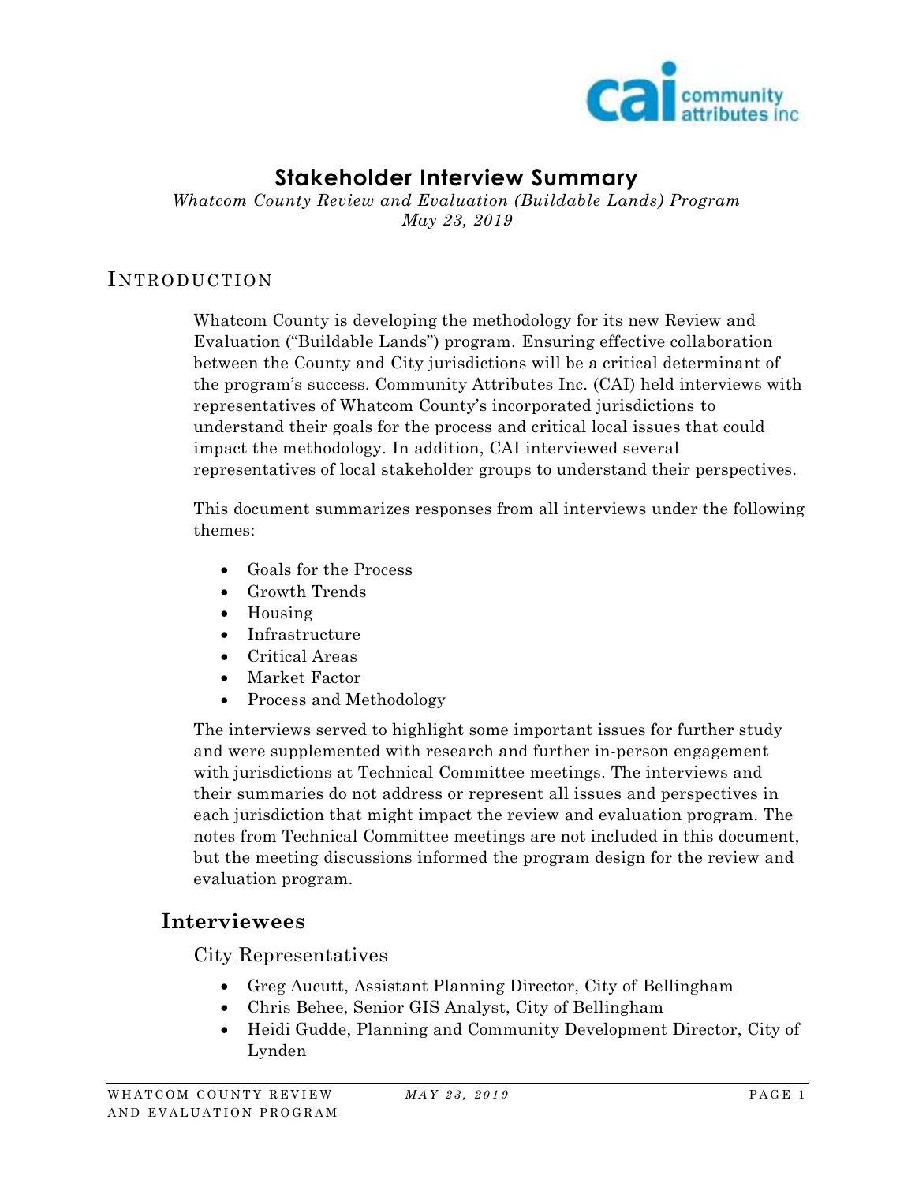# Stakeholder Interview Summary

*Whatcom County Review and Evaluation (Buildable Lands) Program*
*May 23, 2019*

## INTRODUCTION

Whatcom County is developing the methodology for its new Review and Evaluation ("Buildable Lands") program. Ensuring effective collaboration between the County and City jurisdictions will be a critical determinant of the program's success. Community Attributes Inc. (CAI) held interviews with representatives of Whatcom County's incorporated jurisdictions to understand their goals for the process and critical local issues that could impact the methodology. In addition, CAI interviewed several representatives of local stakeholder groups to understand their perspectives.

This document summarizes responses from all interviews under the following themes:

- Goals for the Process
- Growth Trends
- Housing
- Infrastructure
- Critical Areas
- Market Factor
- Process and Methodology

The interviews served to highlight some important issues for further study and were supplemented with research and further in-person engagement with jurisdictions at Technical Committee meetings. The interviews and their summaries do not address or represent all issues and perspectives in each jurisdiction that might impact the review and evaluation program. The notes from Technical Committee meetings are not included in this document, but the meeting discussions informed the program design for the review and evaluation program.

## Interviewees

### City Representatives

- Greg Aucutt, Assistant Planning Director, City of Bellingham
- Chris Behee, Senior GIS Analyst, City of Bellingham
- Heidi Gudde, Planning and Community Development Director, City of Lynden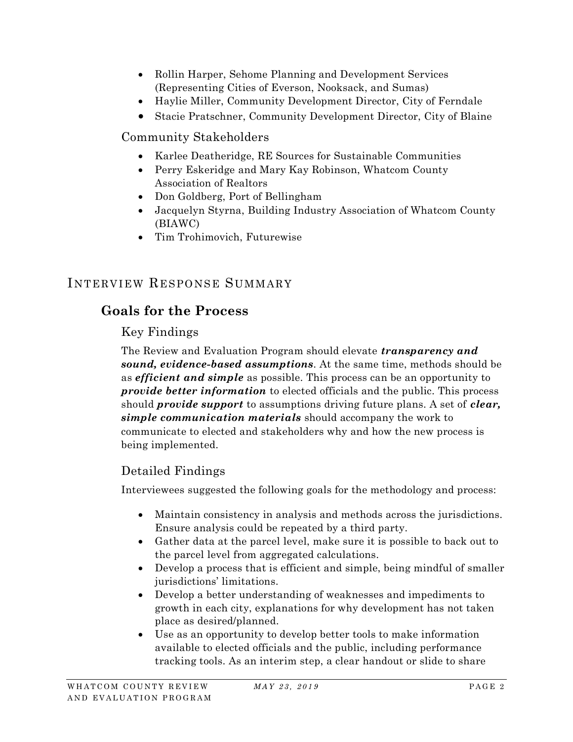- Rollin Harper, Sehome Planning and Development Services (Representing Cities of Everson, Nooksack, and Sumas)
- Haylie Miller, Community Development Director, City of Ferndale
- Stacie Pratschner, Community Development Director, City of Blaine

### Community Stakeholders

- Karlee Deatheridge, RE Sources for Sustainable Communities
- Perry Eskeridge and Mary Kay Robinson, Whatcom County Association of Realtors
- Don Goldberg, Port of Bellingham
- Jacquelyn Styrna, Building Industry Association of Whatcom County (BIAWC)
- Tim Trohimovich, Futurewise

# Interview Response Summary

## Goals for the Process

### Key Findings

The Review and Evaluation Program should elevate ***transparency and sound, evidence-based assumptions***. At the same time, methods should be as ***efficient and simple*** as possible. This process can be an opportunity to ***provide better information*** to elected officials and the public. This process should ***provide support*** to assumptions driving future plans. A set of ***clear, simple communication materials*** should accompany the work to communicate to elected and stakeholders why and how the new process is being implemented.

### Detailed Findings

Interviewees suggested the following goals for the methodology and process:

- Maintain consistency in analysis and methods across the jurisdictions. Ensure analysis could be repeated by a third party.
- Gather data at the parcel level, make sure it is possible to back out to the parcel level from aggregated calculations.
- Develop a process that is efficient and simple, being mindful of smaller jurisdictions' limitations.
- Develop a better understanding of weaknesses and impediments to growth in each city, explanations for why development has not taken place as desired/planned.
- Use as an opportunity to develop better tools to make information available to elected officials and the public, including performance tracking tools. As an interim step, a clear handout or slide to share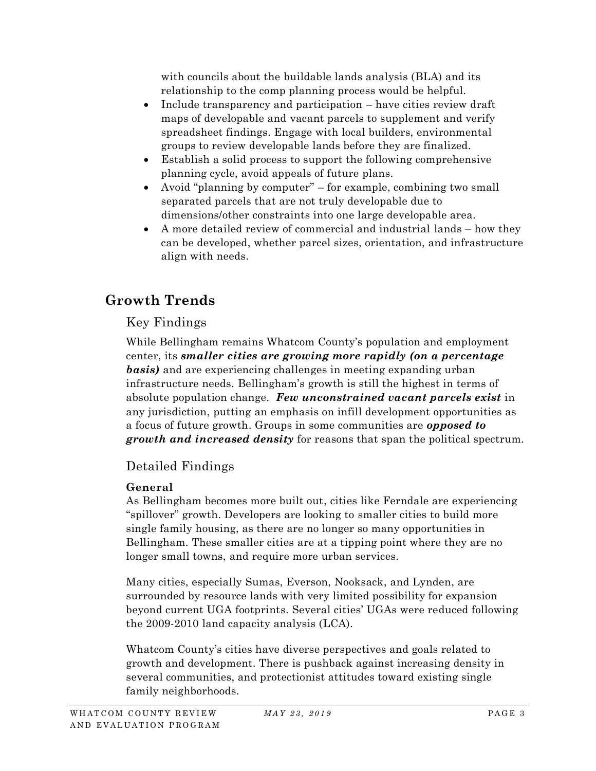with councils about the buildable lands analysis (BLA) and its relationship to the comp planning process would be helpful.

- Include transparency and participation – have cities review draft maps of developable and vacant parcels to supplement and verify spreadsheet findings. Engage with local builders, environmental groups to review developable lands before they are finalized.
- Establish a solid process to support the following comprehensive planning cycle, avoid appeals of future plans.
- Avoid "planning by computer" – for example, combining two small separated parcels that are not truly developable due to dimensions/other constraints into one large developable area.
- A more detailed review of commercial and industrial lands – how they can be developed, whether parcel sizes, orientation, and infrastructure align with needs.

## Growth Trends

### Key Findings

While Bellingham remains Whatcom County's population and employment center, its ***smaller cities are growing more rapidly (on a percentage basis)*** and are experiencing challenges in meeting expanding urban infrastructure needs. Bellingham's growth is still the highest in terms of absolute population change. ***Few unconstrained vacant parcels exist*** in any jurisdiction, putting an emphasis on infill development opportunities as a focus of future growth. Groups in some communities are ***opposed to growth and increased density*** for reasons that span the political spectrum.

### Detailed Findings

**General**

As Bellingham becomes more built out, cities like Ferndale are experiencing "spillover" growth. Developers are looking to smaller cities to build more single family housing, as there are no longer so many opportunities in Bellingham. These smaller cities are at a tipping point where they are no longer small towns, and require more urban services.

Many cities, especially Sumas, Everson, Nooksack, and Lynden, are surrounded by resource lands with very limited possibility for expansion beyond current UGA footprints. Several cities' UGAs were reduced following the 2009-2010 land capacity analysis (LCA).

Whatcom County's cities have diverse perspectives and goals related to growth and development. There is pushback against increasing density in several communities, and protectionist attitudes toward existing single family neighborhoods.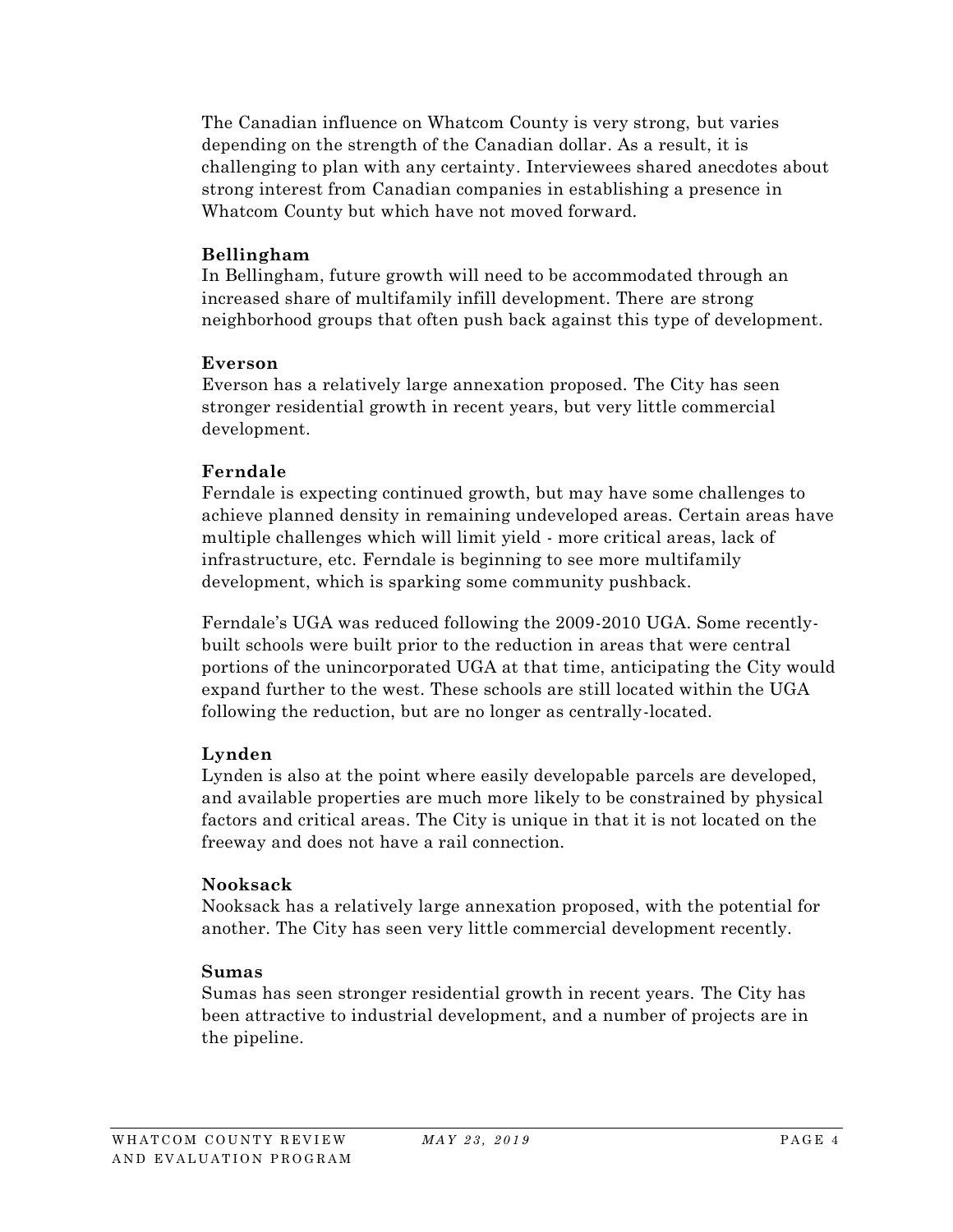The Canadian influence on Whatcom County is very strong, but varies depending on the strength of the Canadian dollar. As a result, it is challenging to plan with any certainty. Interviewees shared anecdotes about strong interest from Canadian companies in establishing a presence in Whatcom County but which have not moved forward.

**Bellingham**
In Bellingham, future growth will need to be accommodated through an increased share of multifamily infill development. There are strong neighborhood groups that often push back against this type of development.

**Everson**
Everson has a relatively large annexation proposed. The City has seen stronger residential growth in recent years, but very little commercial development.

**Ferndale**
Ferndale is expecting continued growth, but may have some challenges to achieve planned density in remaining undeveloped areas. Certain areas have multiple challenges which will limit yield - more critical areas, lack of infrastructure, etc. Ferndale is beginning to see more multifamily development, which is sparking some community pushback.

Ferndale's UGA was reduced following the 2009-2010 UGA. Some recently-built schools were built prior to the reduction in areas that were central portions of the unincorporated UGA at that time, anticipating the City would expand further to the west. These schools are still located within the UGA following the reduction, but are no longer as centrally-located.

**Lynden**
Lynden is also at the point where easily developable parcels are developed, and available properties are much more likely to be constrained by physical factors and critical areas. The City is unique in that it is not located on the freeway and does not have a rail connection.

**Nooksack**
Nooksack has a relatively large annexation proposed, with the potential for another. The City has seen very little commercial development recently.

**Sumas**
Sumas has seen stronger residential growth in recent years. The City has been attractive to industrial development, and a number of projects are in the pipeline.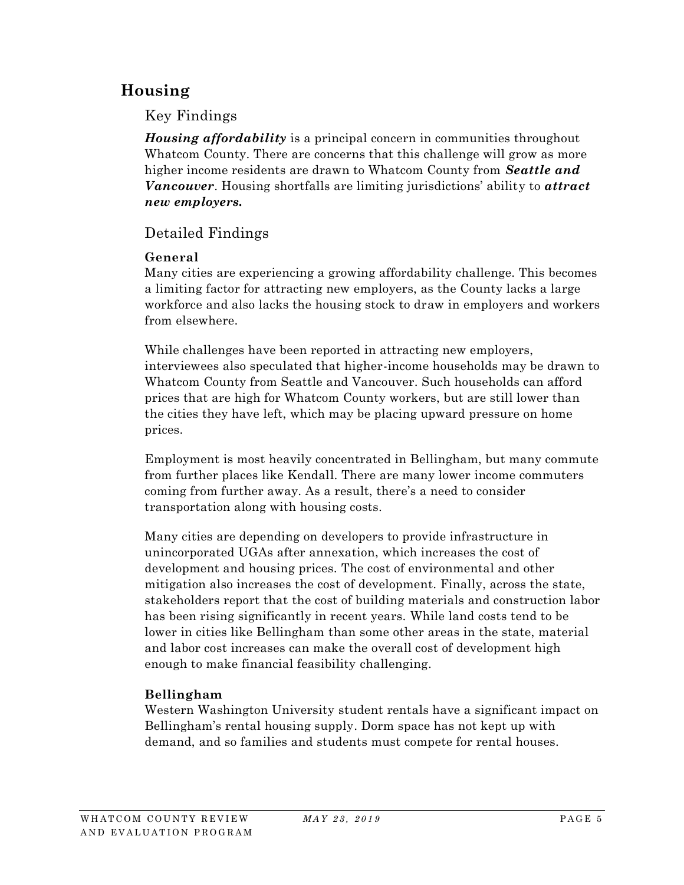## Housing

### Key Findings

***Housing affordability*** is a principal concern in communities throughout Whatcom County. There are concerns that this challenge will grow as more higher income residents are drawn to Whatcom County from ***Seattle and Vancouver***. Housing shortfalls are limiting jurisdictions' ability to ***attract new employers.***

### Detailed Findings

**General**

Many cities are experiencing a growing affordability challenge. This becomes a limiting factor for attracting new employers, as the County lacks a large workforce and also lacks the housing stock to draw in employers and workers from elsewhere.

While challenges have been reported in attracting new employers, interviewees also speculated that higher-income households may be drawn to Whatcom County from Seattle and Vancouver. Such households can afford prices that are high for Whatcom County workers, but are still lower than the cities they have left, which may be placing upward pressure on home prices.

Employment is most heavily concentrated in Bellingham, but many commute from further places like Kendall. There are many lower income commuters coming from further away. As a result, there's a need to consider transportation along with housing costs.

Many cities are depending on developers to provide infrastructure in unincorporated UGAs after annexation, which increases the cost of development and housing prices. The cost of environmental and other mitigation also increases the cost of development. Finally, across the state, stakeholders report that the cost of building materials and construction labor has been rising significantly in recent years. While land costs tend to be lower in cities like Bellingham than some other areas in the state, material and labor cost increases can make the overall cost of development high enough to make financial feasibility challenging.

**Bellingham**

Western Washington University student rentals have a significant impact on Bellingham's rental housing supply. Dorm space has not kept up with demand, and so families and students must compete for rental houses.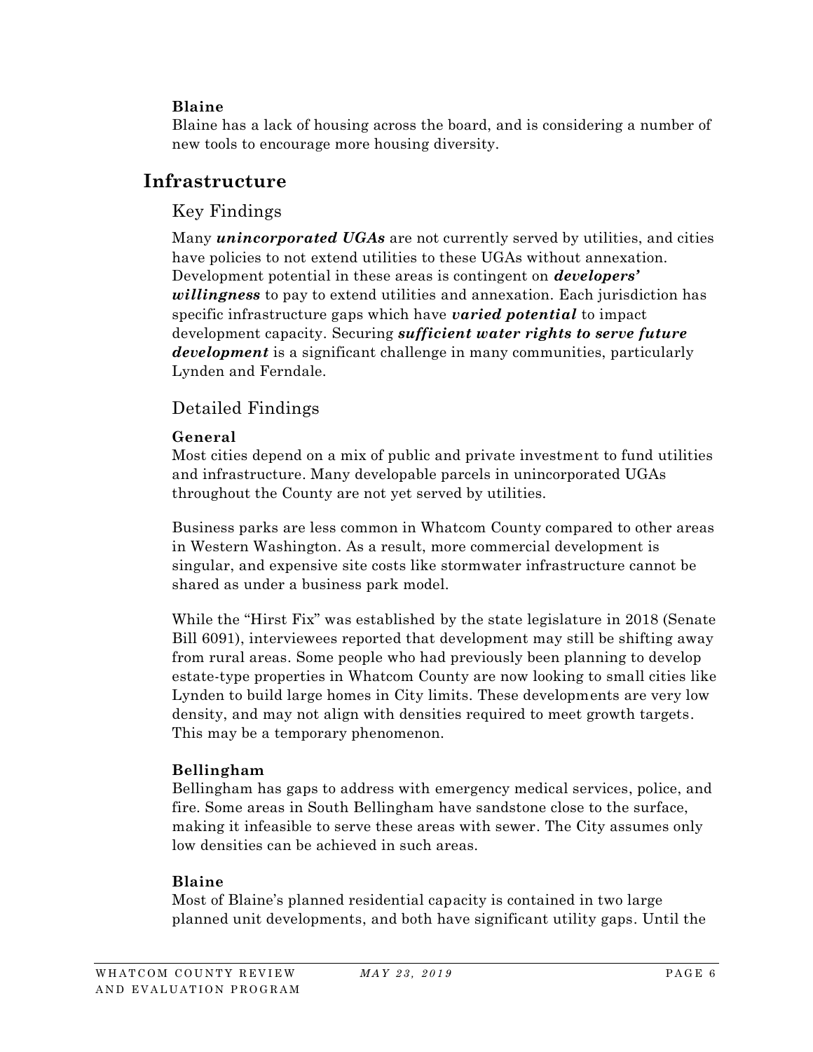**Blaine**
Blaine has a lack of housing across the board, and is considering a number of new tools to encourage more housing diversity.

## Infrastructure

### Key Findings

Many ***unincorporated UGAs*** are not currently served by utilities, and cities have policies to not extend utilities to these UGAs without annexation. Development potential in these areas is contingent on ***developers' willingness*** to pay to extend utilities and annexation. Each jurisdiction has specific infrastructure gaps which have ***varied potential*** to impact development capacity. Securing ***sufficient water rights to serve future development*** is a significant challenge in many communities, particularly Lynden and Ferndale.

### Detailed Findings

**General**
Most cities depend on a mix of public and private investment to fund utilities and infrastructure. Many developable parcels in unincorporated UGAs throughout the County are not yet served by utilities.

Business parks are less common in Whatcom County compared to other areas in Western Washington. As a result, more commercial development is singular, and expensive site costs like stormwater infrastructure cannot be shared as under a business park model.

While the "Hirst Fix" was established by the state legislature in 2018 (Senate Bill 6091), interviewees reported that development may still be shifting away from rural areas. Some people who had previously been planning to develop estate-type properties in Whatcom County are now looking to small cities like Lynden to build large homes in City limits. These developments are very low density, and may not align with densities required to meet growth targets. This may be a temporary phenomenon.

**Bellingham**
Bellingham has gaps to address with emergency medical services, police, and fire. Some areas in South Bellingham have sandstone close to the surface, making it infeasible to serve these areas with sewer. The City assumes only low densities can be achieved in such areas.

**Blaine**
Most of Blaine's planned residential capacity is contained in two large planned unit developments, and both have significant utility gaps. Until the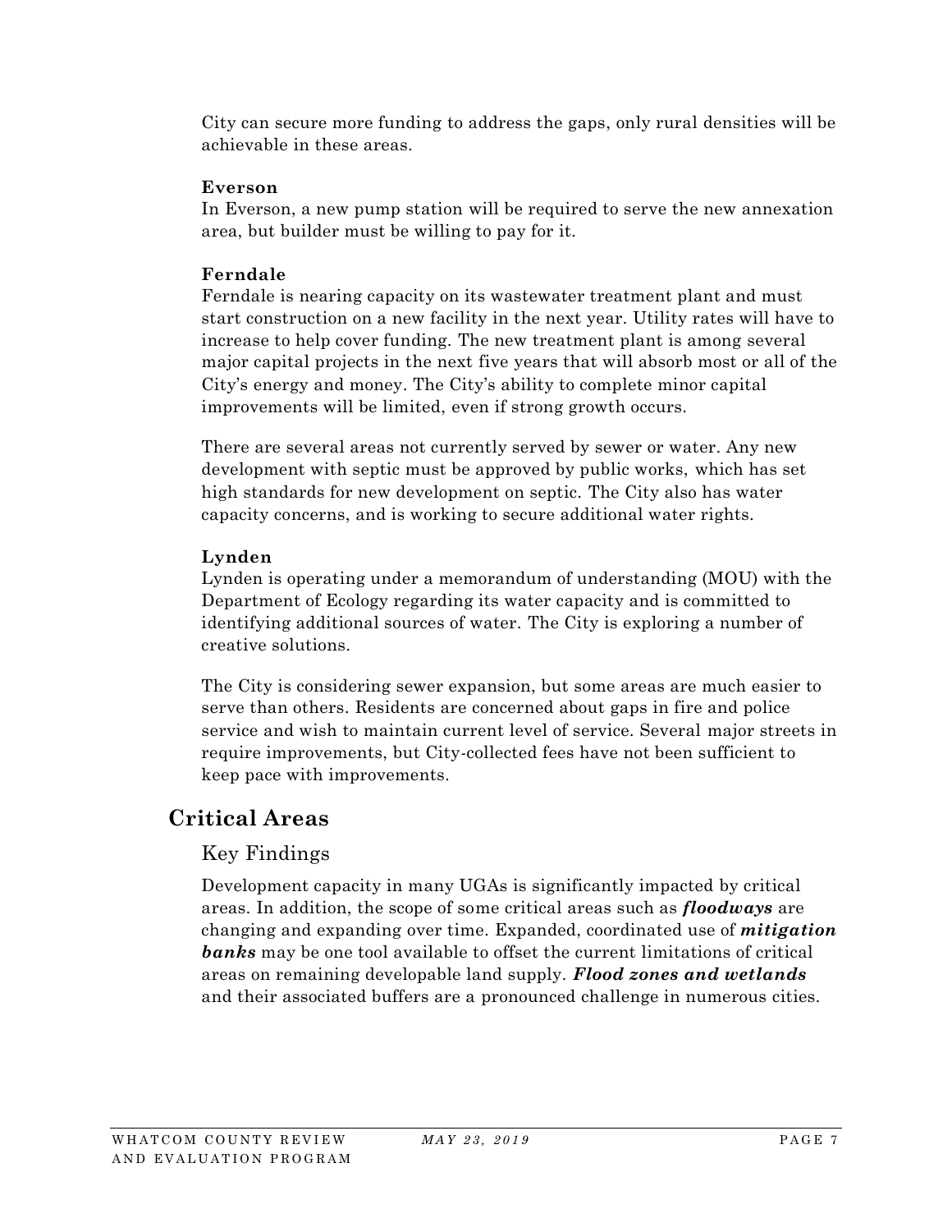City can secure more funding to address the gaps, only rural densities will be achievable in these areas.

**Everson**

In Everson, a new pump station will be required to serve the new annexation area, but builder must be willing to pay for it.

**Ferndale**

Ferndale is nearing capacity on its wastewater treatment plant and must start construction on a new facility in the next year. Utility rates will have to increase to help cover funding. The new treatment plant is among several major capital projects in the next five years that will absorb most or all of the City's energy and money. The City's ability to complete minor capital improvements will be limited, even if strong growth occurs.

There are several areas not currently served by sewer or water. Any new development with septic must be approved by public works, which has set high standards for new development on septic. The City also has water capacity concerns, and is working to secure additional water rights.

**Lynden**

Lynden is operating under a memorandum of understanding (MOU) with the Department of Ecology regarding its water capacity and is committed to identifying additional sources of water. The City is exploring a number of creative solutions.

The City is considering sewer expansion, but some areas are much easier to serve than others. Residents are concerned about gaps in fire and police service and wish to maintain current level of service. Several major streets in require improvements, but City-collected fees have not been sufficient to keep pace with improvements.

## Critical Areas

### Key Findings

Development capacity in many UGAs is significantly impacted by critical areas. In addition, the scope of some critical areas such as ***floodways*** are changing and expanding over time. Expanded, coordinated use of ***mitigation banks*** may be one tool available to offset the current limitations of critical areas on remaining developable land supply. ***Flood zones and wetlands*** and their associated buffers are a pronounced challenge in numerous cities.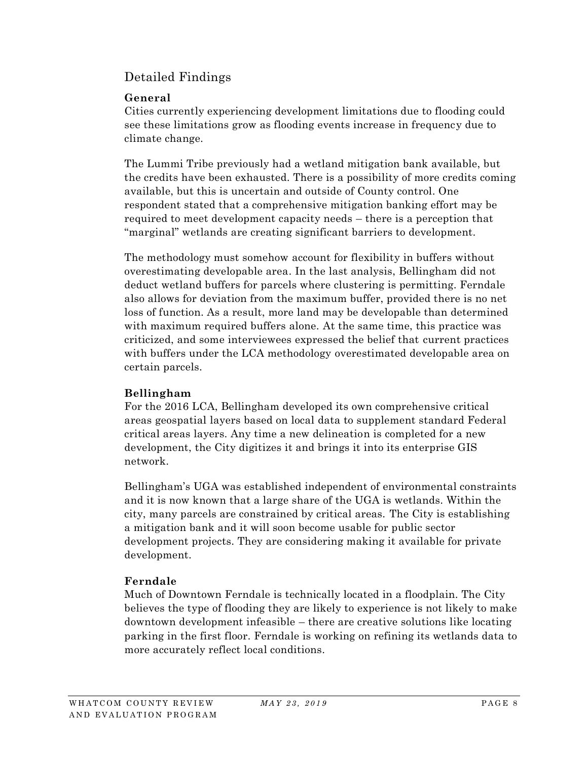## Detailed Findings

**General**

Cities currently experiencing development limitations due to flooding could see these limitations grow as flooding events increase in frequency due to climate change.

The Lummi Tribe previously had a wetland mitigation bank available, but the credits have been exhausted. There is a possibility of more credits coming available, but this is uncertain and outside of County control. One respondent stated that a comprehensive mitigation banking effort may be required to meet development capacity needs – there is a perception that "marginal" wetlands are creating significant barriers to development.

The methodology must somehow account for flexibility in buffers without overestimating developable area. In the last analysis, Bellingham did not deduct wetland buffers for parcels where clustering is permitting. Ferndale also allows for deviation from the maximum buffer, provided there is no net loss of function. As a result, more land may be developable than determined with maximum required buffers alone. At the same time, this practice was criticized, and some interviewees expressed the belief that current practices with buffers under the LCA methodology overestimated developable area on certain parcels.

**Bellingham**

For the 2016 LCA, Bellingham developed its own comprehensive critical areas geospatial layers based on local data to supplement standard Federal critical areas layers. Any time a new delineation is completed for a new development, the City digitizes it and brings it into its enterprise GIS network.

Bellingham's UGA was established independent of environmental constraints and it is now known that a large share of the UGA is wetlands. Within the city, many parcels are constrained by critical areas. The City is establishing a mitigation bank and it will soon become usable for public sector development projects. They are considering making it available for private development.

**Ferndale**

Much of Downtown Ferndale is technically located in a floodplain. The City believes the type of flooding they are likely to experience is not likely to make downtown development infeasible – there are creative solutions like locating parking in the first floor. Ferndale is working on refining its wetlands data to more accurately reflect local conditions.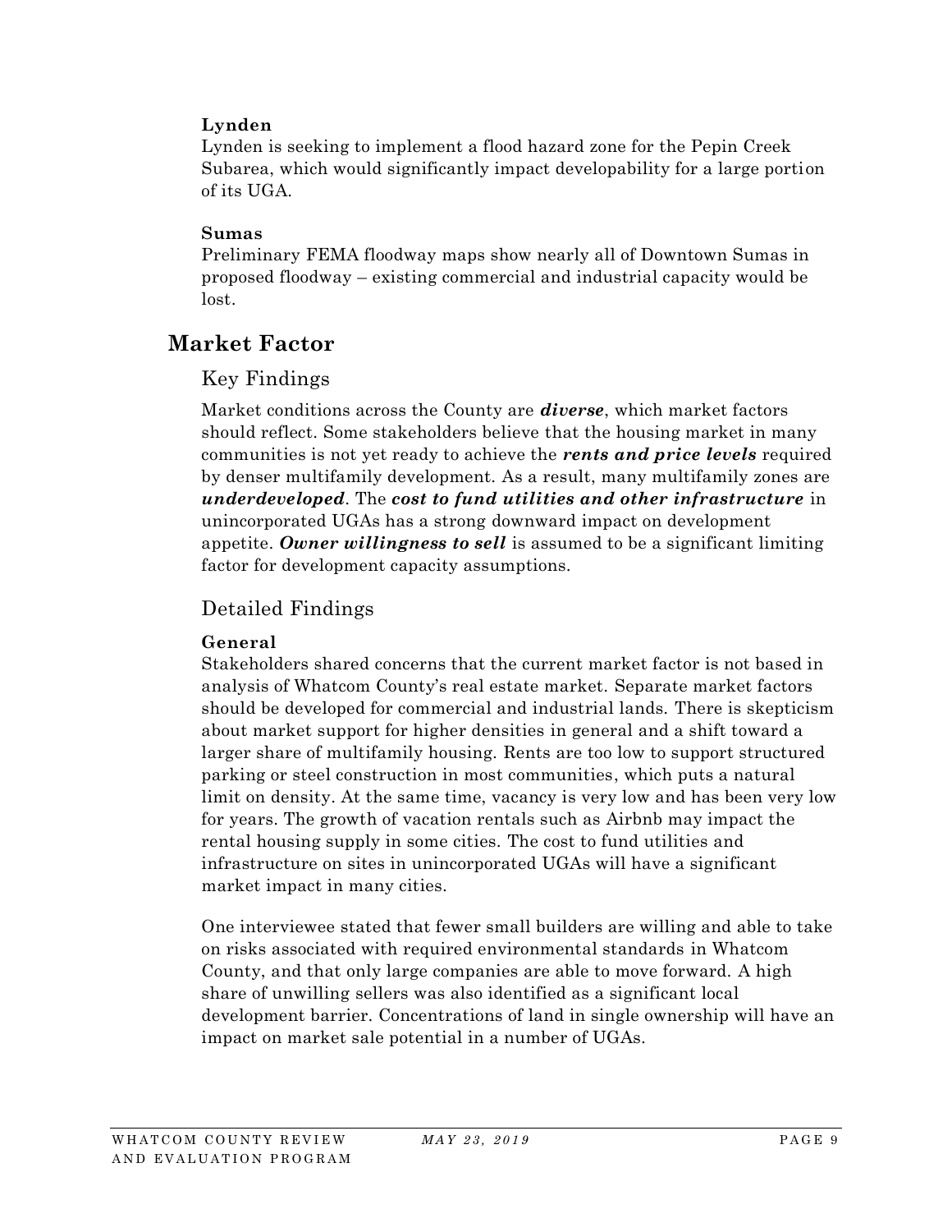**Lynden**

Lynden is seeking to implement a flood hazard zone for the Pepin Creek Subarea, which would significantly impact developability for a large portion of its UGA.

**Sumas**

Preliminary FEMA floodway maps show nearly all of Downtown Sumas in proposed floodway – existing commercial and industrial capacity would be lost.

## Market Factor

### Key Findings

Market conditions across the County are ***diverse***, which market factors should reflect. Some stakeholders believe that the housing market in many communities is not yet ready to achieve the ***rents and price levels*** required by denser multifamily development. As a result, many multifamily zones are ***underdeveloped***. The ***cost to fund utilities and other infrastructure*** in unincorporated UGAs has a strong downward impact on development appetite. ***Owner willingness to sell*** is assumed to be a significant limiting factor for development capacity assumptions.

### Detailed Findings

**General**

Stakeholders shared concerns that the current market factor is not based in analysis of Whatcom County's real estate market. Separate market factors should be developed for commercial and industrial lands. There is skepticism about market support for higher densities in general and a shift toward a larger share of multifamily housing. Rents are too low to support structured parking or steel construction in most communities, which puts a natural limit on density. At the same time, vacancy is very low and has been very low for years. The growth of vacation rentals such as Airbnb may impact the rental housing supply in some cities. The cost to fund utilities and infrastructure on sites in unincorporated UGAs will have a significant market impact in many cities.

One interviewee stated that fewer small builders are willing and able to take on risks associated with required environmental standards in Whatcom County, and that only large companies are able to move forward. A high share of unwilling sellers was also identified as a significant local development barrier. Concentrations of land in single ownership will have an impact on market sale potential in a number of UGAs.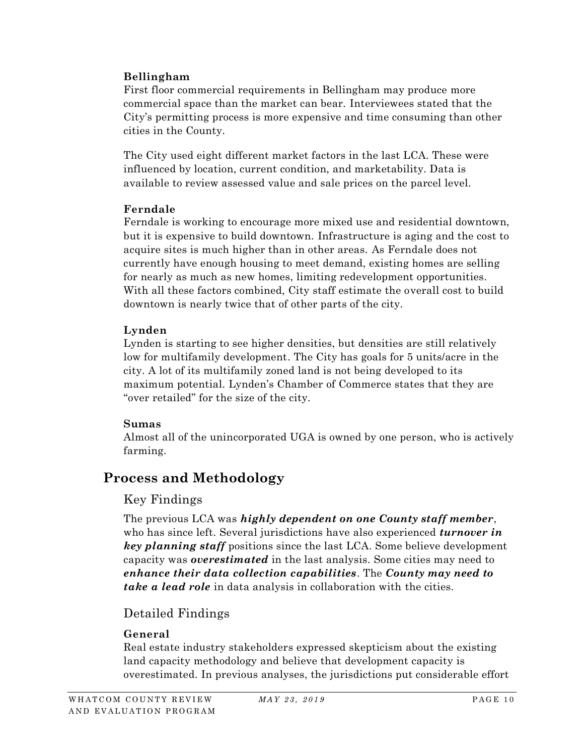#### Bellingham

First floor commercial requirements in Bellingham may produce more commercial space than the market can bear. Interviewees stated that the City's permitting process is more expensive and time consuming than other cities in the County.

The City used eight different market factors in the last LCA. These were influenced by location, current condition, and marketability. Data is available to review assessed value and sale prices on the parcel level.

#### Ferndale

Ferndale is working to encourage more mixed use and residential downtown, but it is expensive to build downtown. Infrastructure is aging and the cost to acquire sites is much higher than in other areas. As Ferndale does not currently have enough housing to meet demand, existing homes are selling for nearly as much as new homes, limiting redevelopment opportunities. With all these factors combined, City staff estimate the overall cost to build downtown is nearly twice that of other parts of the city.

#### Lynden

Lynden is starting to see higher densities, but densities are still relatively low for multifamily development. The City has goals for 5 units/acre in the city. A lot of its multifamily zoned land is not being developed to its maximum potential. Lynden's Chamber of Commerce states that they are "over retailed" for the size of the city.

#### Sumas

Almost all of the unincorporated UGA is owned by one person, who is actively farming.

## Process and Methodology

### Key Findings

The previous LCA was ***highly dependent on one County staff member***, who has since left. Several jurisdictions have also experienced ***turnover in key planning staff*** positions since the last LCA. Some believe development capacity was ***overestimated*** in the last analysis. Some cities may need to ***enhance their data collection capabilities***. The ***County may need to take a lead role*** in data analysis in collaboration with the cities.

### Detailed Findings

#### General

Real estate industry stakeholders expressed skepticism about the existing land capacity methodology and believe that development capacity is overestimated. In previous analyses, the jurisdictions put considerable effort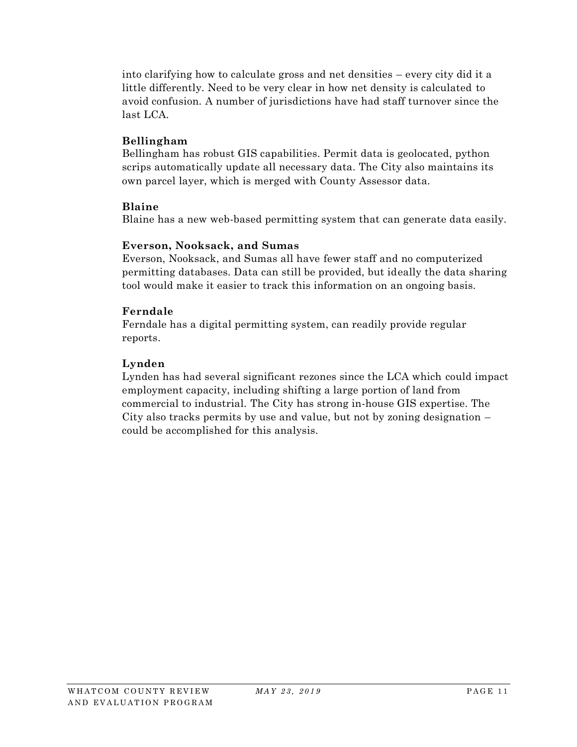into clarifying how to calculate gross and net densities – every city did it a little differently. Need to be very clear in how net density is calculated to avoid confusion. A number of jurisdictions have had staff turnover since the last LCA.

**Bellingham**

Bellingham has robust GIS capabilities. Permit data is geolocated, python scrips automatically update all necessary data. The City also maintains its own parcel layer, which is merged with County Assessor data.

**Blaine**

Blaine has a new web-based permitting system that can generate data easily.

**Everson, Nooksack, and Sumas**

Everson, Nooksack, and Sumas all have fewer staff and no computerized permitting databases. Data can still be provided, but ideally the data sharing tool would make it easier to track this information on an ongoing basis.

**Ferndale**

Ferndale has a digital permitting system, can readily provide regular reports.

**Lynden**

Lynden has had several significant rezones since the LCA which could impact employment capacity, including shifting a large portion of land from commercial to industrial. The City has strong in-house GIS expertise. The City also tracks permits by use and value, but not by zoning designation – could be accomplished for this analysis.